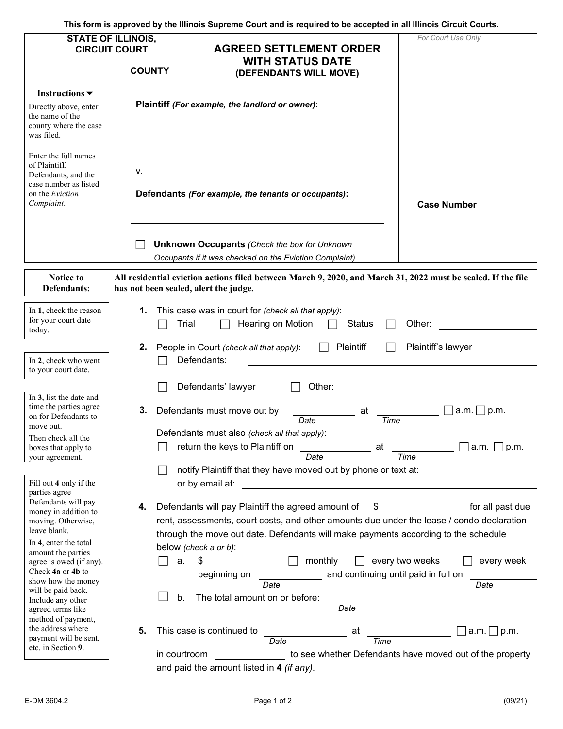This form is approved by the Illinois Supreme Court and is required to be accepted in all Illinois Circuit Courts.

**STATE OF ILLINOIS, CIRCUIT COURT**

______________ **COUNTY**

# AGREED SETTLEMENT ORDER WITH STATUS DATE
## (DEFENDANTS WILL MOVE)

*For Court Use Only*

**Instructions ▼**

Directly above, enter the name of the county where the case was filed.

Enter the full names of Plaintiff, Defendants, and the case number as listed on the *Eviction Complaint*.

**Plaintiff** *(For example, the landlord or owner)*:

______________________________

v.

**Defendants** *(For example, the tenants or occupants)*:

______________________________

☐ **Unknown Occupants** *(Check the box for Unknown Occupants if it was checked on the Eviction Complaint)*

______________ **Case Number**

**Notice to Defendants:** **All residential eviction actions filed between March 9, 2020, and March 31, 2022 must be sealed. If the file has not been sealed, alert the judge.**

In **1**, check the reason for your court date today.

**1.** This case was in court for *(check all that apply)*:
☐ Trial ☐ Hearing on Motion ☐ Status ☐ Other: ______________

In **2**, check who went to your court date.

**2.** People in Court *(check all that apply)*: ☐ Plaintiff ☐ Plaintiff's lawyer
☐ Defendants: ______________________________
☐ Defendants' lawyer ☐ Other: ______________

In **3**, list the date and time the parties agree on for Defendants to move out.
Then check all the boxes that apply to your agreement.

**3.** Defendants must move out by ______________ (Date) at ______________ (Time) ☐ a.m. ☐ p.m.

Defendants must also *(check all that apply)*:
☐ return the keys to Plaintiff on ______________ (Date) at ______________ (Time) ☐ a.m. ☐ p.m.
☐ notify Plaintiff that they have moved out by phone or text at: ______________ or by email at: ______________

Fill out **4** only if the parties agree Defendants will pay money in addition to moving. Otherwise, leave blank.
In **4**, enter the total amount the parties agree is owed (if any). Check **4a** or **4b** to show how the money will be paid back. Include any other agreed terms like method of payment, the address where payment will be sent, etc. in Section **9**.

**4.** Defendants will pay Plaintiff the agreed amount of $______________ for all past due rent, assessments, court costs, and other amounts due under the lease / condo declaration through the move out date. Defendants will make payments according to the schedule below *(check a or b)*:
☐ a. $______________ ☐ monthly ☐ every two weeks ☐ every week beginning on ______________ (Date) and continuing until paid in full on ______________ (Date)
☐ b. The total amount on or before: ______________ (Date)

**5.** This case is continued to ______________ (Date) at ______________ (Time) ☐ a.m. ☐ p.m. in courtroom ______________ to see whether Defendants have moved out of the property and paid the amount listed in **4** *(if any)*.

E-DM 3604.2 (09/21)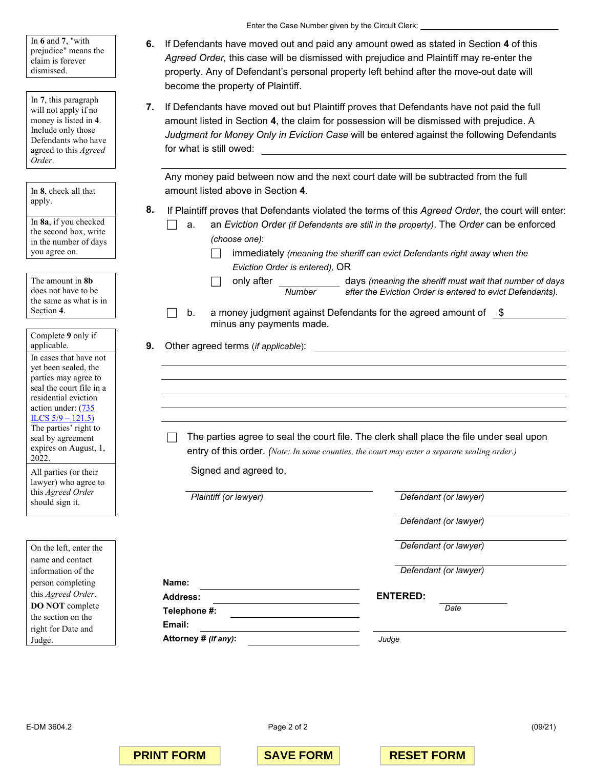Enter the Case Number given by the Circuit Clerk: _______________________________

> In **6** and **7**, "with prejudice" means the claim is forever dismissed.

**6.** If Defendants have moved out and paid any amount owed as stated in Section **4** of this *Agreed Order,* this case will be dismissed with prejudice and Plaintiff may re-enter the property. Any of Defendant's personal property left behind after the move-out date will become the property of Plaintiff.

> In **7**, this paragraph will not apply if no money is listed in **4**. Include only those Defendants who have agreed to this *Agreed Order*.

**7.** If Defendants have moved out but Plaintiff proves that Defendants have not paid the full amount listed in Section **4**, the claim for possession will be dismissed with prejudice. A *Judgment for Money Only in Eviction Case* will be entered against the following Defendants for what is still owed: _______________________________________________

_______________________________________________

Any money paid between now and the next court date will be subtracted from the full amount listed above in Section **4**.

> In **8**, check all that apply.
>
> In **8a**, if you checked the second box, write in the number of days you agree on.
>
> The amount in **8b** does not have to be the same as what is in Section **4**.

**8.** If Plaintiff proves that Defendants violated the terms of this *Agreed Order*, the court will enter:

☐ a. an *Eviction Order* *(if Defendants are still in the property)*. The *Order* can be enforced *(choose one)*:

☐ immediately *(meaning the sheriff can evict Defendants right away when the Eviction Order is entered),* OR

☐ only after ____________ (*Number*) days *(meaning the sheriff must wait that number of days after the Eviction Order is entered to evict Defendants).*

☐ b. a money judgment against Defendants for the agreed amount of $____________ minus any payments made.

> Complete **9** only if applicable.
>
> In cases that have not yet been sealed, the parties may agree to seal the court file in a residential eviction action under: (735 ILCS 5/9 – 121.5) The parties' right to seal by agreement expires on August, 1, 2022.
>
> All parties (or their lawyer) who agree to this *Agreed Order* should sign it.

**9.** Other agreed terms (*if applicable*): _______________________________________________

_______________________________________________

_______________________________________________

_______________________________________________

_______________________________________________

☐ The parties agree to seal the court file. The clerk shall place the file under seal upon entry of this order. *(Note: In some counties, the court may enter a separate sealing order.)*

Signed and agreed to,

| | |
|---|---|
| _______________________ *Plaintiff (or lawyer)* | _______________________ *Defendant (or lawyer)* |
| | _______________________ *Defendant (or lawyer)* |
| | _______________________ *Defendant (or lawyer)* |
| | _______________________ *Defendant (or lawyer)* |

> On the left, enter the name and contact information of the person completing this *Agreed Order*. **DO NOT** complete the section on the right for Date and Judge.

**Name:** _______________________

**Address:** _______________________

**Telephone #:** _______________________

**Email:** _______________________

**Attorney #** ***(if any)*:** _______________________

**ENTERED:** ____________ *Date*

_______________________ *Judge*

E-DM 3604.2 (09/21)

PRINT FORM | SAVE FORM | RESET FORM